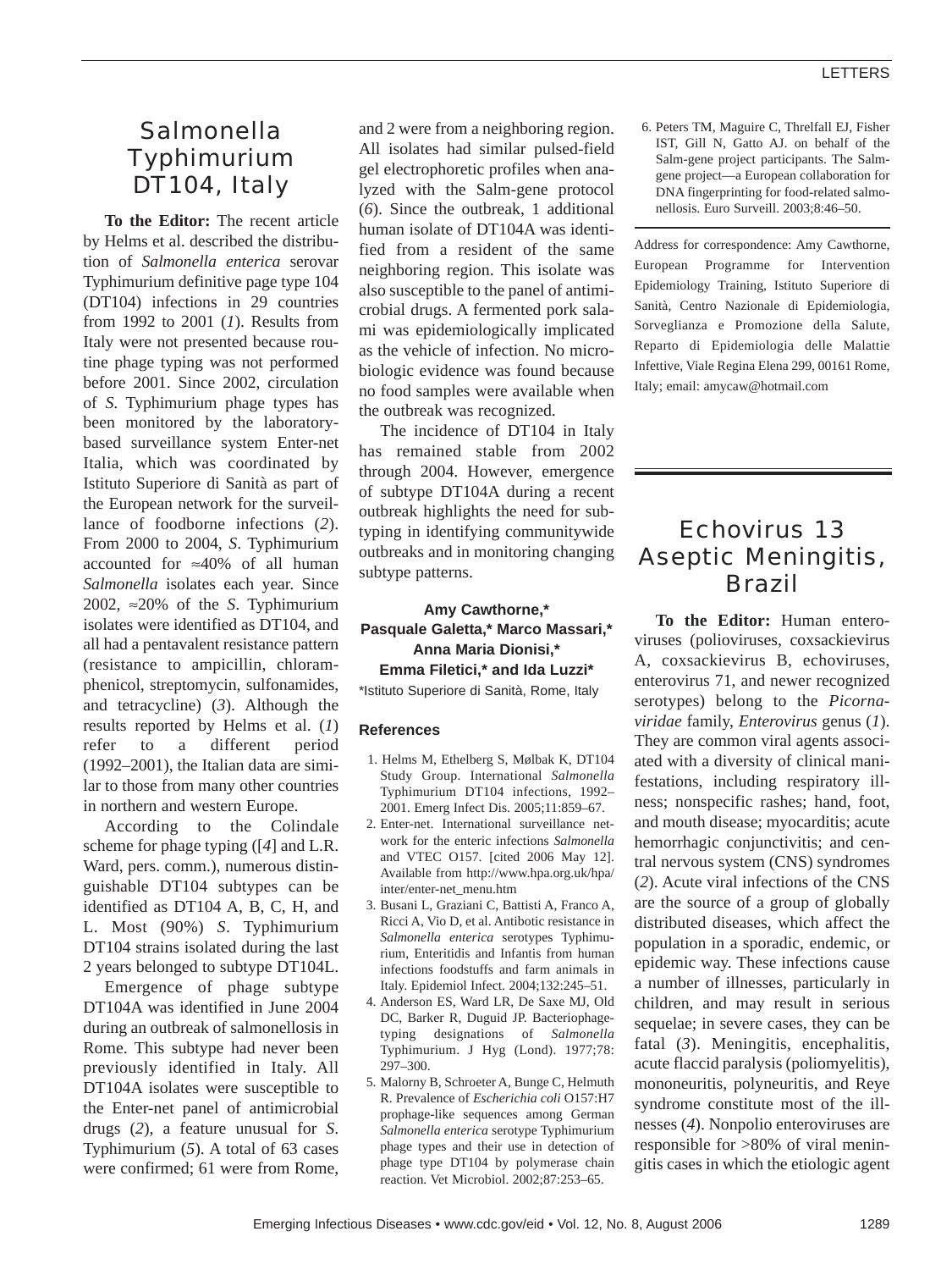# Salmonella Typhimurium DT104, Italy

**To the Editor:** The recent article by Helms et al. described the distribution of *Salmonella enterica* serovar Typhimurium definitive page type 104 (DT104) infections in 29 countries from 1992 to 2001 (*1*). Results from Italy were not presented because routine phage typing was not performed before 2001. Since 2002, circulation of *S*. Typhimurium phage types has been monitored by the laboratory-based surveillance system Enter-net Italia, which was coordinated by Istituto Superiore di Sanità as part of the European network for the surveillance of foodborne infections (*2*). From 2000 to 2004, *S*. Typhimurium accounted for ≈40% of all human *Salmonella* isolates each year. Since 2002, ≈20% of the *S*. Typhimurium isolates were identified as DT104, and all had a pentavalent resistance pattern (resistance to ampicillin, chloramphenicol, streptomycin, sulfonamides, and tetracycline) (*3*). Although the results reported by Helms et al. (*1*) refer to a different period (1992–2001), the Italian data are similar to those from many other countries in northern and western Europe.

According to the Colindale scheme for phage typing ([*4*] and L.R. Ward, pers. comm.), numerous distinguishable DT104 subtypes can be identified as DT104 A, B, C, H, and L. Most (90%) *S*. Typhimurium DT104 strains isolated during the last 2 years belonged to subtype DT104L.

Emergence of phage subtype DT104A was identified in June 2004 during an outbreak of salmonellosis in Rome. This subtype had never been previously identified in Italy. All DT104A isolates were susceptible to the Enter-net panel of antimicrobial drugs (*2*), a feature unusual for *S*. Typhimurium (*5*). A total of 63 cases were confirmed; 61 were from Rome, and 2 were from a neighboring region. All isolates had similar pulsed-field gel electrophoretic profiles when analyzed with the Salm-gene protocol (*6*). Since the outbreak, 1 additional human isolate of DT104A was identified from a resident of the same neighboring region. This isolate was also susceptible to the panel of antimicrobial drugs. A fermented pork salami was epidemiologically implicated as the vehicle of infection. No microbiologic evidence was found because no food samples were available when the outbreak was recognized.

The incidence of DT104 in Italy has remained stable from 2002 through 2004. However, emergence of subtype DT104A during a recent outbreak highlights the need for subtyping in identifying communitywide outbreaks and in monitoring changing subtype patterns.

**Amy Cawthorne,\* Pasquale Galetta,\* Marco Massari,\* Anna Maria Dionisi,\* Emma Filetici,\* and Ida Luzzi\***

\*Istituto Superiore di Sanità, Rome, Italy

### References

1. Helms M, Ethelberg S, Mølbak K, DT104 Study Group. International *Salmonella* Typhimurium DT104 infections, 1992–2001. Emerg Infect Dis. 2005;11:859–67.
2. Enter-net. International surveillance network for the enteric infections *Salmonella* and VTEC O157. [cited 2006 May 12]. Available from http://www.hpa.org.uk/hpa/inter/enter-net_menu.htm
3. Busani L, Graziani C, Battisti A, Franco A, Ricci A, Vio D, et al. Antibotic resistance in *Salmonella enterica* serotypes Typhimurium, Enteritidis and Infantis from human infections foodstuffs and farm animals in Italy. Epidemiol Infect. 2004;132:245–51.
4. Anderson ES, Ward LR, De Saxe MJ, Old DC, Barker R, Duguid JP. Bacteriophage-typing designations of *Salmonella* Typhimurium. J Hyg (Lond). 1977;78: 297–300.
5. Malorny B, Schroeter A, Bunge C, Helmuth R. Prevalence of *Escherichia coli* O157:H7 prophage-like sequences among German *Salmonella enterica* serotype Typhimurium phage types and their use in detection of phage type DT104 by polymerase chain reaction. Vet Microbiol. 2002;87:253–65.
6. Peters TM, Maguire C, Threlfall EJ, Fisher IST, Gill N, Gatto AJ. on behalf of the Salm-gene project participants. The Salm-gene project—a European collaboration for DNA fingerprinting for food-related salmonellosis. Euro Surveill. 2003;8:46–50.

Address for correspondence: Amy Cawthorne, European Programme for Intervention Epidemiology Training, Istituto Superiore di Sanità, Centro Nazionale di Epidemiologia, Sorveglianza e Promozione della Salute, Reparto di Epidemiologia delle Malattie Infettive, Viale Regina Elena 299, 00161 Rome, Italy; email: amycaw@hotmail.com

# Echovirus 13 Aseptic Meningitis, Brazil

**To the Editor:** Human enteroviruses (polioviruses, coxsackievirus A, coxsackievirus B, echoviruses, enterovirus 71, and newer recognized serotypes) belong to the *Picornaviridae* family, *Enterovirus* genus (*1*). They are common viral agents associated with a diversity of clinical manifestations, including respiratory illness; nonspecific rashes; hand, foot, and mouth disease; myocarditis; acute hemorrhagic conjunctivitis; and central nervous system (CNS) syndromes (*2*). Acute viral infections of the CNS are the source of a group of globally distributed diseases, which affect the population in a sporadic, endemic, or epidemic way. These infections cause a number of illnesses, particularly in children, and may result in serious sequelae; in severe cases, they can be fatal (*3*). Meningitis, encephalitis, acute flaccid paralysis (poliomyelitis), mononeuritis, polyneuritis, and Reye syndrome constitute most of the illnesses (*4*). Nonpolio enteroviruses are responsible for >80% of viral meningitis cases in which the etiologic agent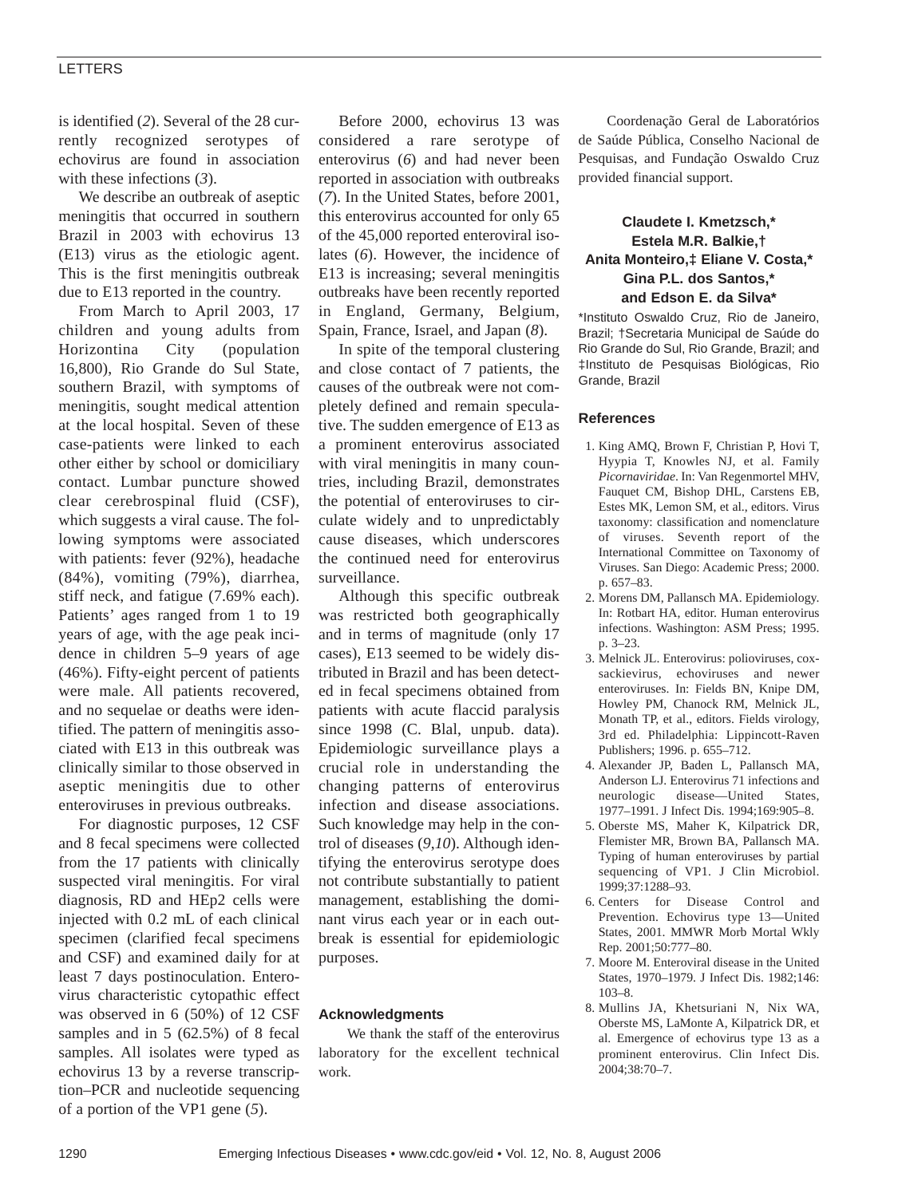is identified (*2*). Several of the 28 currently recognized serotypes of echovirus are found in association with these infections (*3*).

We describe an outbreak of aseptic meningitis that occurred in southern Brazil in 2003 with echovirus 13 (E13) virus as the etiologic agent. This is the first meningitis outbreak due to E13 reported in the country.

From March to April 2003, 17 children and young adults from Horizontina City (population 16,800), Rio Grande do Sul State, southern Brazil, with symptoms of meningitis, sought medical attention at the local hospital. Seven of these case-patients were linked to each other either by school or domiciliary contact. Lumbar puncture showed clear cerebrospinal fluid (CSF), which suggests a viral cause. The following symptoms were associated with patients: fever (92%), headache (84%), vomiting (79%), diarrhea, stiff neck, and fatigue (7.69% each). Patients' ages ranged from 1 to 19 years of age, with the age peak incidence in children 5–9 years of age (46%). Fifty-eight percent of patients were male. All patients recovered, and no sequelae or deaths were identified. The pattern of meningitis associated with E13 in this outbreak was clinically similar to those observed in aseptic meningitis due to other enteroviruses in previous outbreaks.

For diagnostic purposes, 12 CSF and 8 fecal specimens were collected from the 17 patients with clinically suspected viral meningitis. For viral diagnosis, RD and HEp2 cells were injected with 0.2 mL of each clinical specimen (clarified fecal specimens and CSF) and examined daily for at least 7 days postinoculation. Enterovirus characteristic cytopathic effect was observed in 6 (50%) of 12 CSF samples and in 5 (62.5%) of 8 fecal samples. All isolates were typed as echovirus 13 by a reverse transcription–PCR and nucleotide sequencing of a portion of the VP1 gene (*5*).

Before 2000, echovirus 13 was considered a rare serotype of enterovirus (*6*) and had never been reported in association with outbreaks (*7*). In the United States, before 2001, this enterovirus accounted for only 65 of the 45,000 reported enteroviral isolates (*6*). However, the incidence of E13 is increasing; several meningitis outbreaks have been recently reported in England, Germany, Belgium, Spain, France, Israel, and Japan (*8*).

In spite of the temporal clustering and close contact of 7 patients, the causes of the outbreak were not completely defined and remain speculative. The sudden emergence of E13 as a prominent enterovirus associated with viral meningitis in many countries, including Brazil, demonstrates the potential of enteroviruses to circulate widely and to unpredictably cause diseases, which underscores the continued need for enterovirus surveillance.

Although this specific outbreak was restricted both geographically and in terms of magnitude (only 17 cases), E13 seemed to be widely distributed in Brazil and has been detected in fecal specimens obtained from patients with acute flaccid paralysis since 1998 (C. Blal, unpub. data). Epidemiologic surveillance plays a crucial role in understanding the changing patterns of enterovirus infection and disease associations. Such knowledge may help in the control of diseases (*9*,*10*). Although identifying the enterovirus serotype does not contribute substantially to patient management, establishing the dominant virus each year or in each outbreak is essential for epidemiologic purposes.

### Acknowledgments

We thank the staff of the enterovirus laboratory for the excellent technical work.

Coordenação Geral de Laboratórios de Saúde Pública, Conselho Nacional de Pesquisas, and Fundação Oswaldo Cruz provided financial support.

**Claudete I. Kmetzsch,\* Estela M.R. Balkie,† Anita Monteiro,‡ Eliane V. Costa,\* Gina P.L. dos Santos,\* and Edson E. da Silva\***

\*Instituto Oswaldo Cruz, Rio de Janeiro, Brazil; †Secretaria Municipal de Saúde do Rio Grande do Sul, Rio Grande, Brazil; and ‡Instituto de Pesquisas Biológicas, Rio Grande, Brazil

### References

1. King AMQ, Brown F, Christian P, Hovi T, Hyypia T, Knowles NJ, et al. Family *Picornaviridae*. In: Van Regenmortel MHV, Fauquet CM, Bishop DHL, Carstens EB, Estes MK, Lemon SM, et al., editors. Virus taxonomy: classification and nomenclature of viruses. Seventh report of the International Committee on Taxonomy of Viruses. San Diego: Academic Press; 2000. p. 657–83.
2. Morens DM, Pallansch MA. Epidemiology. In: Rotbart HA, editor. Human enterovirus infections. Washington: ASM Press; 1995. p. 3–23.
3. Melnick JL. Enterovirus: polioviruses, coxsackievirus, echoviruses and newer enteroviruses. In: Fields BN, Knipe DM, Howley PM, Chanock RM, Melnick JL, Monath TP, et al., editors. Fields virology, 3rd ed. Philadelphia: Lippincott-Raven Publishers; 1996. p. 655–712.
4. Alexander JP, Baden L, Pallansch MA, Anderson LJ. Enterovirus 71 infections and neurologic disease—United States, 1977–1991. J Infect Dis. 1994;169:905–8.
5. Oberste MS, Maher K, Kilpatrick DR, Flemister MR, Brown BA, Pallansch MA. Typing of human enteroviruses by partial sequencing of VP1. J Clin Microbiol. 1999;37:1288–93.
6. Centers for Disease Control and Prevention. Echovirus type 13—United States, 2001. MMWR Morb Mortal Wkly Rep. 2001;50:777–80.
7. Moore M. Enteroviral disease in the United States, 1970–1979. J Infect Dis. 1982;146: 103–8.
8. Mullins JA, Khetsuriani N, Nix WA, Oberste MS, LaMonte A, Kilpatrick DR, et al. Emergence of echovirus type 13 as a prominent enterovirus. Clin Infect Dis. 2004;38:70–7.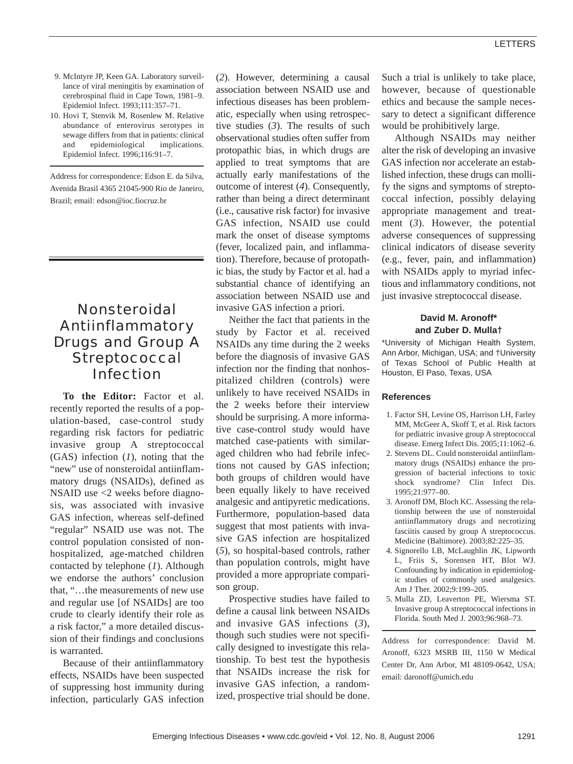9. McIntyre JP, Keen GA. Laboratory surveillance of viral meningitis by examination of cerebrospinal fluid in Cape Town, 1981–9. Epidemiol Infect. 1993;111:357–71.
10. Hovi T, Stenvik M, Rosenlew M. Relative abundance of enterovirus serotypes in sewage differs from that in patients: clinical and epidemiological implications. Epidemiol Infect. 1996;116:91–7.

Address for correspondence: Edson E. da Silva, Avenida Brasil 4365 21045-900 Rio de Janeiro, Brazil; email: edson@ioc.fiocruz.br

# Nonsteroidal Antiinflammatory Drugs and Group A Streptococcal Infection

**To the Editor:** Factor et al. recently reported the results of a population-based, case-control study regarding risk factors for pediatric invasive group A streptococcal (GAS) infection (*1*), noting that the "new" use of nonsteroidal antiinflammatory drugs (NSAIDs), defined as NSAID use <2 weeks before diagnosis, was associated with invasive GAS infection, whereas self-defined "regular" NSAID use was not. The control population consisted of nonhospitalized, age-matched children contacted by telephone (*1*). Although we endorse the authors' conclusion that, "…the measurements of new use and regular use [of NSAIDs] are too crude to clearly identify their role as a risk factor," a more detailed discussion of their findings and conclusions is warranted.

Because of their antiinflammatory effects, NSAIDs have been suspected of suppressing host immunity during infection, particularly GAS infection (*2*). However, determining a causal association between NSAID use and infectious diseases has been problematic, especially when using retrospective studies (*3*). The results of such observational studies often suffer from protopathic bias, in which drugs are applied to treat symptoms that are actually early manifestations of the outcome of interest (*4*). Consequently, rather than being a direct determinant (i.e., causative risk factor) for invasive GAS infection, NSAID use could mark the onset of disease symptoms (fever, localized pain, and inflammation). Therefore, because of protopathic bias, the study by Factor et al. had a substantial chance of identifying an association between NSAID use and invasive GAS infection a priori.

Neither the fact that patients in the study by Factor et al. received NSAIDs any time during the 2 weeks before the diagnosis of invasive GAS infection nor the finding that nonhospitalized children (controls) were unlikely to have received NSAIDs in the 2 weeks before their interview should be surprising. A more informative case-control study would have matched case-patients with similar-aged children who had febrile infections not caused by GAS infection; both groups of children would have been equally likely to have received analgesic and antipyretic medications. Furthermore, population-based data suggest that most patients with invasive GAS infection are hospitalized (*5*), so hospital-based controls, rather than population controls, might have provided a more appropriate comparison group.

Prospective studies have failed to define a causal link between NSAIDs and invasive GAS infections (*3*), though such studies were not specifically designed to investigate this relationship. To best test the hypothesis that NSAIDs increase the risk for invasive GAS infection, a randomized, prospective trial should be done. Such a trial is unlikely to take place, however, because of questionable ethics and because the sample necessary to detect a significant difference would be prohibitively large.

Although NSAIDs may neither alter the risk of developing an invasive GAS infection nor accelerate an established infection, these drugs can mollify the signs and symptoms of streptococcal infection, possibly delaying appropriate management and treatment (*3*). However, the potential adverse consequences of suppressing clinical indicators of disease severity (e.g., fever, pain, and inflammation) with NSAIDs apply to myriad infectious and inflammatory conditions, not just invasive streptococcal disease.

**David M. Aronoff\* and Zuber D. Mulla†**

\*University of Michigan Health System, Ann Arbor, Michigan, USA; and †University of Texas School of Public Health at Houston, El Paso, Texas, USA

### References

1. Factor SH, Levine OS, Harrison LH, Farley MM, McGeer A, Skoff T, et al. Risk factors for pediatric invasive group A streptococcal disease. Emerg Infect Dis. 2005;11:1062–6.
2. Stevens DL. Could nonsteroidal antiinflammatory drugs (NSAIDs) enhance the progression of bacterial infections to toxic shock syndrome? Clin Infect Dis. 1995;21:977–80.
3. Aronoff DM, Bloch KC. Assessing the relationship between the use of nonsteroidal antiinflammatory drugs and necrotizing fasciitis caused by group A streptococcus. Medicine (Baltimore). 2003;82:225–35.
4. Signorello LB, McLaughlin JK, Lipworth L, Friis S, Sorensen HT, Blot WJ. Confounding by indication in epidemiologic studies of commonly used analgesics. Am J Ther. 2002;9:199–205.
5. Mulla ZD, Leaverton PE, Wiersma ST. Invasive group A streptococcal infections in Florida. South Med J. 2003;96:968–73.

Address for correspondence: David M. Aronoff, 6323 MSRB III, 1150 W Medical Center Dr, Ann Arbor, MI 48109-0642, USA; email: daronoff@umich.edu